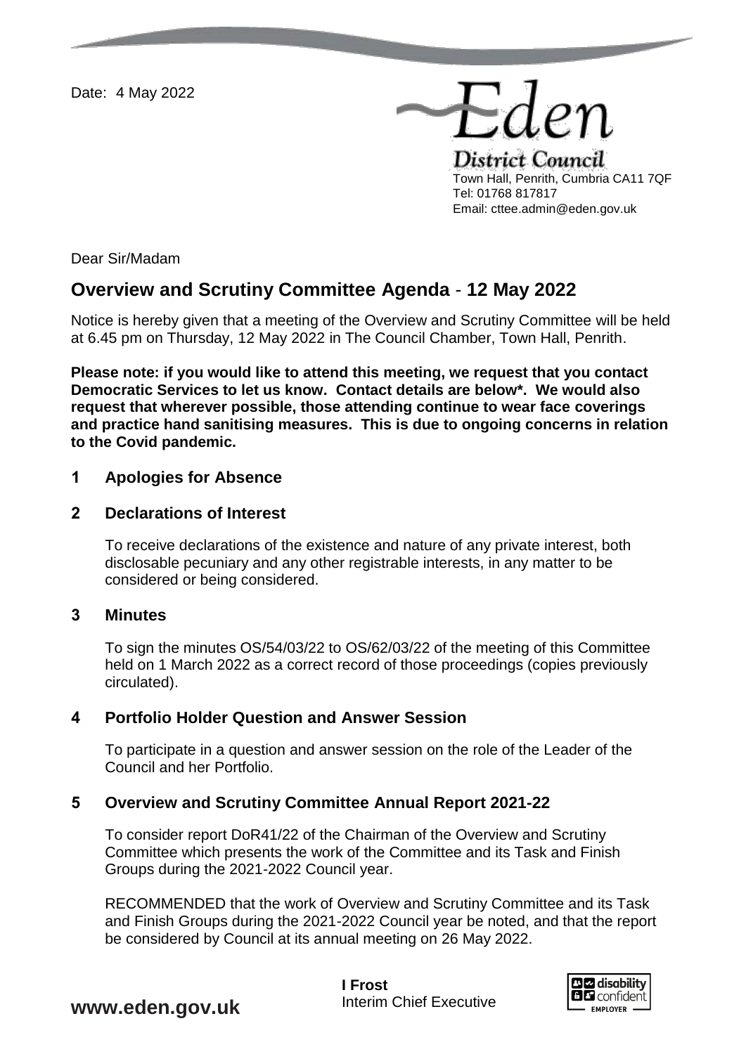Date: 4 May 2022

Eden
District Council
Town Hall, Penrith, Cumbria CA11 7QF
Tel: 01768 817817
Email: cttee.admin@eden.gov.uk

Dear Sir/Madam

## Overview and Scrutiny Committee Agenda - 12 May 2022

Notice is hereby given that a meeting of the Overview and Scrutiny Committee will be held at 6.45 pm on Thursday, 12 May 2022 in The Council Chamber, Town Hall, Penrith.

**Please note: if you would like to attend this meeting, we request that you contact Democratic Services to let us know. Contact details are below*. We would also request that wherever possible, those attending continue to wear face coverings and practice hand sanitising measures. This is due to ongoing concerns in relation to the Covid pandemic.**

### 1 Apologies for Absence

### 2 Declarations of Interest

To receive declarations of the existence and nature of any private interest, both disclosable pecuniary and any other registrable interests, in any matter to be considered or being considered.

### 3 Minutes

To sign the minutes OS/54/03/22 to OS/62/03/22 of the meeting of this Committee held on 1 March 2022 as a correct record of those proceedings (copies previously circulated).

### 4 Portfolio Holder Question and Answer Session

To participate in a question and answer session on the role of the Leader of the Council and her Portfolio.

### 5 Overview and Scrutiny Committee Annual Report 2021-22

To consider report DoR41/22 of the Chairman of the Overview and Scrutiny Committee which presents the work of the Committee and its Task and Finish Groups during the 2021-2022 Council year.

RECOMMENDED that the work of Overview and Scrutiny Committee and its Task and Finish Groups during the 2021-2022 Council year be noted, and that the report be considered by Council at its annual meeting on 26 May 2022.

**I Frost**
Interim Chief Executive

**www.eden.gov.uk**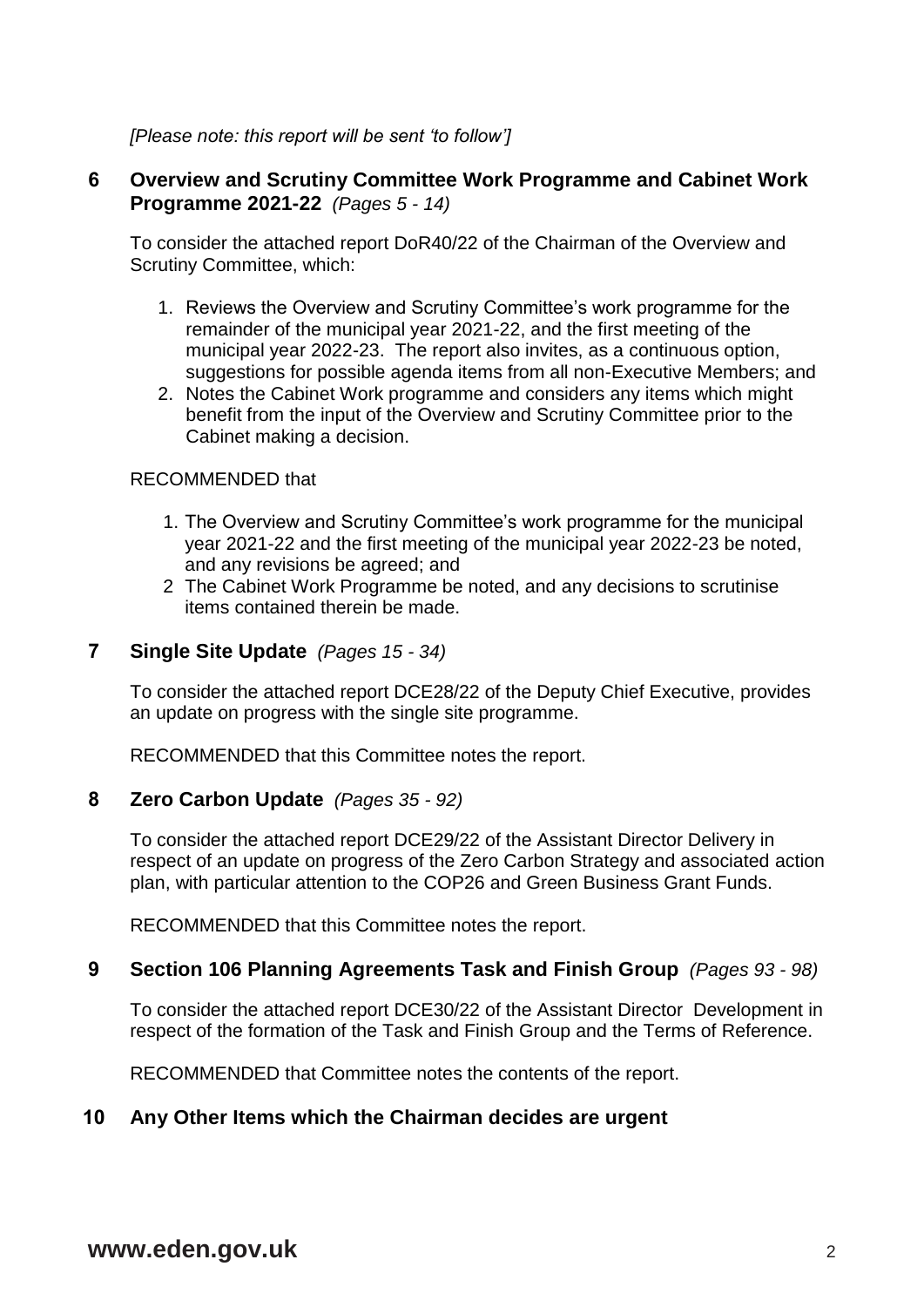*[Please note: this report will be sent 'to follow']*

## 6 Overview and Scrutiny Committee Work Programme and Cabinet Work Programme 2021-22 *(Pages 5 - 14)*

To consider the attached report DoR40/22 of the Chairman of the Overview and Scrutiny Committee, which:

1. Reviews the Overview and Scrutiny Committee's work programme for the remainder of the municipal year 2021-22, and the first meeting of the municipal year 2022-23. The report also invites, as a continuous option, suggestions for possible agenda items from all non-Executive Members; and
2. Notes the Cabinet Work programme and considers any items which might benefit from the input of the Overview and Scrutiny Committee prior to the Cabinet making a decision.

RECOMMENDED that

1. The Overview and Scrutiny Committee's work programme for the municipal year 2021-22 and the first meeting of the municipal year 2022-23 be noted, and any revisions be agreed; and
2. The Cabinet Work Programme be noted, and any decisions to scrutinise items contained therein be made.

## 7 Single Site Update *(Pages 15 - 34)*

To consider the attached report DCE28/22 of the Deputy Chief Executive, provides an update on progress with the single site programme.

RECOMMENDED that this Committee notes the report.

## 8 Zero Carbon Update *(Pages 35 - 92)*

To consider the attached report DCE29/22 of the Assistant Director Delivery in respect of an update on progress of the Zero Carbon Strategy and associated action plan, with particular attention to the COP26 and Green Business Grant Funds.

RECOMMENDED that this Committee notes the report.

## 9 Section 106 Planning Agreements Task and Finish Group *(Pages 93 - 98)*

To consider the attached report DCE30/22 of the Assistant Director Development in respect of the formation of the Task and Finish Group and the Terms of Reference.

RECOMMENDED that Committee notes the contents of the report.

## 10 Any Other Items which the Chairman decides are urgent

**www.eden.gov.uk**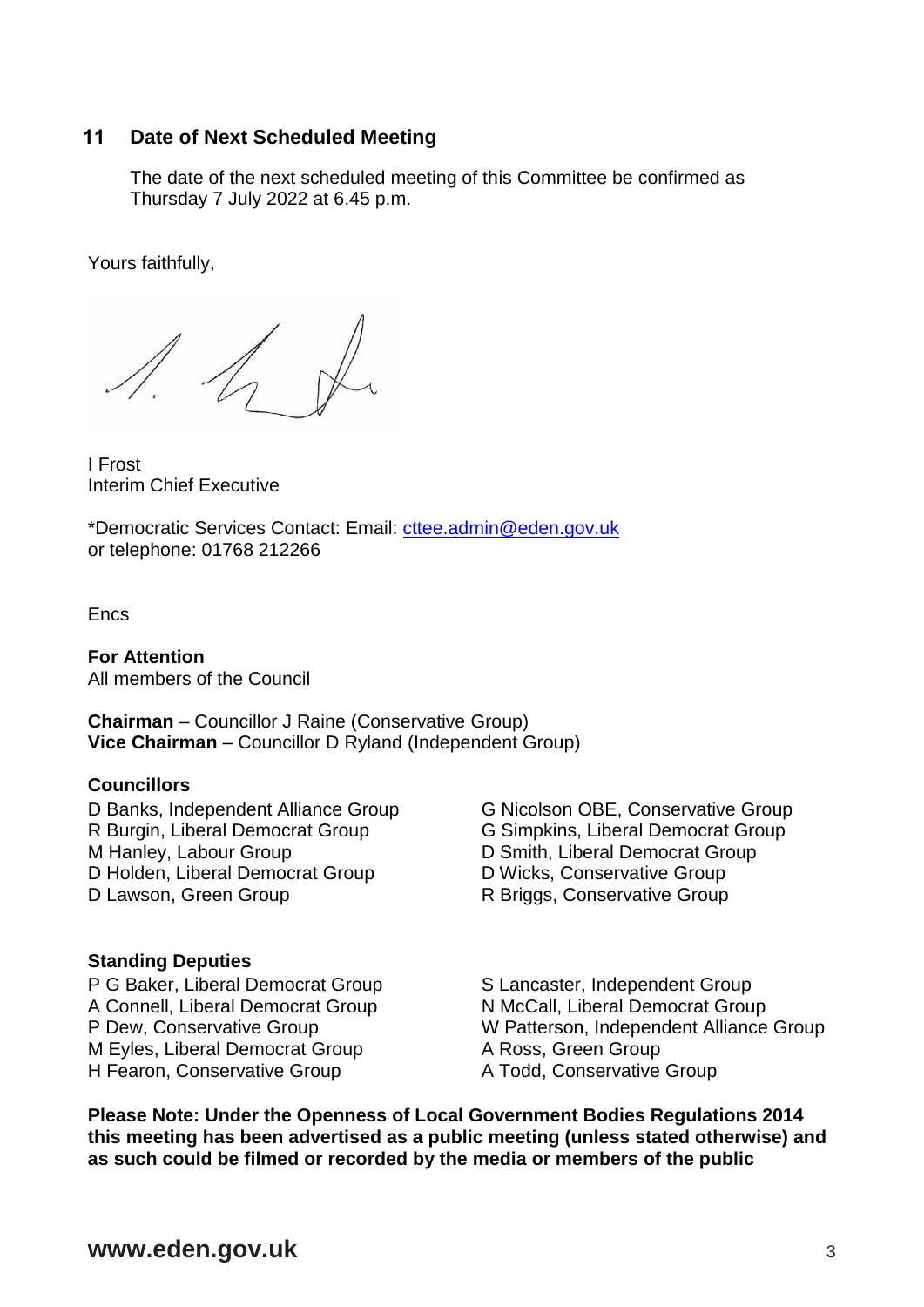## 11 Date of Next Scheduled Meeting

The date of the next scheduled meeting of this Committee be confirmed as Thursday 7 July 2022 at 6.45 p.m.

Yours faithfully,

I Frost
Interim Chief Executive

*Democratic Services Contact: Email: cttee.admin@eden.gov.uk
or telephone: 01768 212266

Encs

**For Attention**
All members of the Council

**Chairman** – Councillor J Raine (Conservative Group)
**Vice Chairman** – Councillor D Ryland (Independent Group)

**Councillors**

D Banks, Independent Alliance Group
R Burgin, Liberal Democrat Group
M Hanley, Labour Group
D Holden, Liberal Democrat Group
D Lawson, Green Group
G Nicolson OBE, Conservative Group
G Simpkins, Liberal Democrat Group
D Smith, Liberal Democrat Group
D Wicks, Conservative Group
R Briggs, Conservative Group

**Standing Deputies**

P G Baker, Liberal Democrat Group
A Connell, Liberal Democrat Group
P Dew, Conservative Group
M Eyles, Liberal Democrat Group
H Fearon, Conservative Group
S Lancaster, Independent Group
N McCall, Liberal Democrat Group
W Patterson, Independent Alliance Group
A Ross, Green Group
A Todd, Conservative Group

**Please Note: Under the Openness of Local Government Bodies Regulations 2014 this meeting has been advertised as a public meeting (unless stated otherwise) and as such could be filmed or recorded by the media or members of the public**